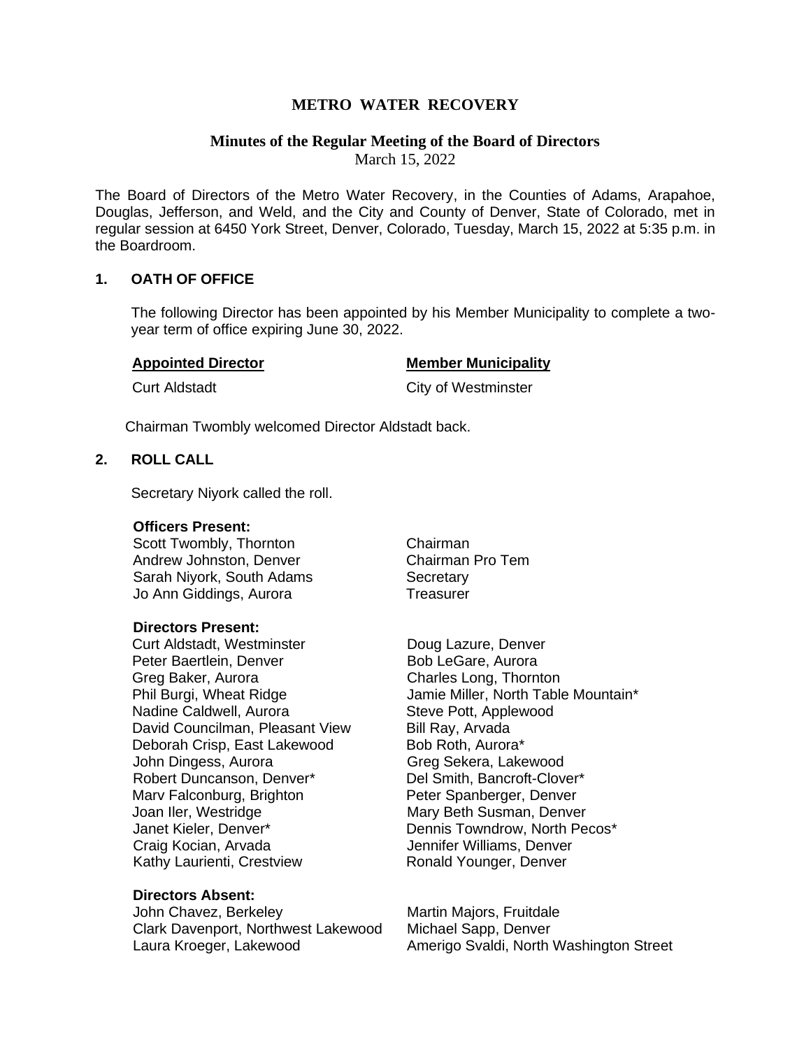# METRO WATER RECOVERY

## Minutes of the Regular Meeting of the Board of Directors

March 15, 2022

The Board of Directors of the Metro Water Recovery, in the Counties of Adams, Arapahoe, Douglas, Jefferson, and Weld, and the City and County of Denver, State of Colorado, met in regular session at 6450 York Street, Denver, Colorado, Tuesday, March 15, 2022 at 5:35 p.m. in the Boardroom.

### 1. OATH OF OFFICE

The following Director has been appointed by his Member Municipality to complete a two-year term of office expiring June 30, 2022.

| Appointed Director | Member Municipality |
|---|---|
| Curt Aldstadt | City of Westminster |

Chairman Twombly welcomed Director Aldstadt back.

### 2. ROLL CALL

Secretary Niyork called the roll.

**Officers Present:**

| | |
|---|---|
| Scott Twombly, Thornton | Chairman |
| Andrew Johnston, Denver | Chairman Pro Tem |
| Sarah Niyork, South Adams | Secretary |
| Jo Ann Giddings, Aurora | Treasurer |

**Directors Present:**

| | |
|---|---|
| Curt Aldstadt, Westminster | Doug Lazure, Denver |
| Peter Baertlein, Denver | Bob LeGare, Aurora |
| Greg Baker, Aurora | Charles Long, Thornton |
| Phil Burgi, Wheat Ridge | Jamie Miller, North Table Mountain* |
| Nadine Caldwell, Aurora | Steve Pott, Applewood |
| David Councilman, Pleasant View | Bill Ray, Arvada |
| Deborah Crisp, East Lakewood | Bob Roth, Aurora* |
| John Dingess, Aurora | Greg Sekera, Lakewood |
| Robert Duncanson, Denver* | Del Smith, Bancroft-Clover* |
| Marv Falconburg, Brighton | Peter Spanberger, Denver |
| Joan Iler, Westridge | Mary Beth Susman, Denver |
| Janet Kieler, Denver* | Dennis Towndrow, North Pecos* |
| Craig Kocian, Arvada | Jennifer Williams, Denver |
| Kathy Laurienti, Crestview | Ronald Younger, Denver |

**Directors Absent:**

| | |
|---|---|
| John Chavez, Berkeley | Martin Majors, Fruitdale |
| Clark Davenport, Northwest Lakewood | Michael Sapp, Denver |
| Laura Kroeger, Lakewood | Amerigo Svaldi, North Washington Street |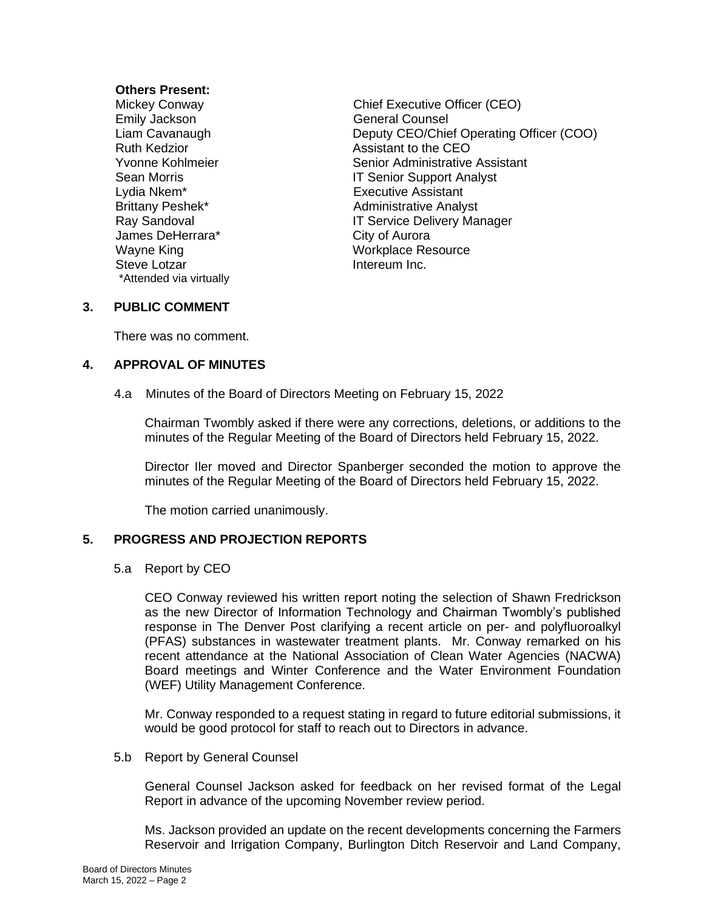**Others Present:**

| | |
|---|---|
| Mickey Conway | Chief Executive Officer (CEO) |
| Emily Jackson | General Counsel |
| Liam Cavanaugh | Deputy CEO/Chief Operating Officer (COO) |
| Ruth Kedzior | Assistant to the CEO |
| Yvonne Kohlmeier | Senior Administrative Assistant |
| Sean Morris | IT Senior Support Analyst |
| Lydia Nkem* | Executive Assistant |
| Brittany Peshek* | Administrative Analyst |
| Ray Sandoval | IT Service Delivery Manager |
| James DeHerrara* | City of Aurora |
| Wayne King | Workplace Resource |
| Steve Lotzar | Intereum Inc. |

*Attended via virtually

## 3. PUBLIC COMMENT

There was no comment.

## 4. APPROVAL OF MINUTES

4.a Minutes of the Board of Directors Meeting on February 15, 2022

Chairman Twombly asked if there were any corrections, deletions, or additions to the minutes of the Regular Meeting of the Board of Directors held February 15, 2022.

Director Iler moved and Director Spanberger seconded the motion to approve the minutes of the Regular Meeting of the Board of Directors held February 15, 2022.

The motion carried unanimously.

## 5. PROGRESS AND PROJECTION REPORTS

5.a Report by CEO

CEO Conway reviewed his written report noting the selection of Shawn Fredrickson as the new Director of Information Technology and Chairman Twombly's published response in The Denver Post clarifying a recent article on per- and polyfluoroalkyl (PFAS) substances in wastewater treatment plants. Mr. Conway remarked on his recent attendance at the National Association of Clean Water Agencies (NACWA) Board meetings and Winter Conference and the Water Environment Foundation (WEF) Utility Management Conference.

Mr. Conway responded to a request stating in regard to future editorial submissions, it would be good protocol for staff to reach out to Directors in advance.

5.b Report by General Counsel

General Counsel Jackson asked for feedback on her revised format of the Legal Report in advance of the upcoming November review period.

Ms. Jackson provided an update on the recent developments concerning the Farmers Reservoir and Irrigation Company, Burlington Ditch Reservoir and Land Company,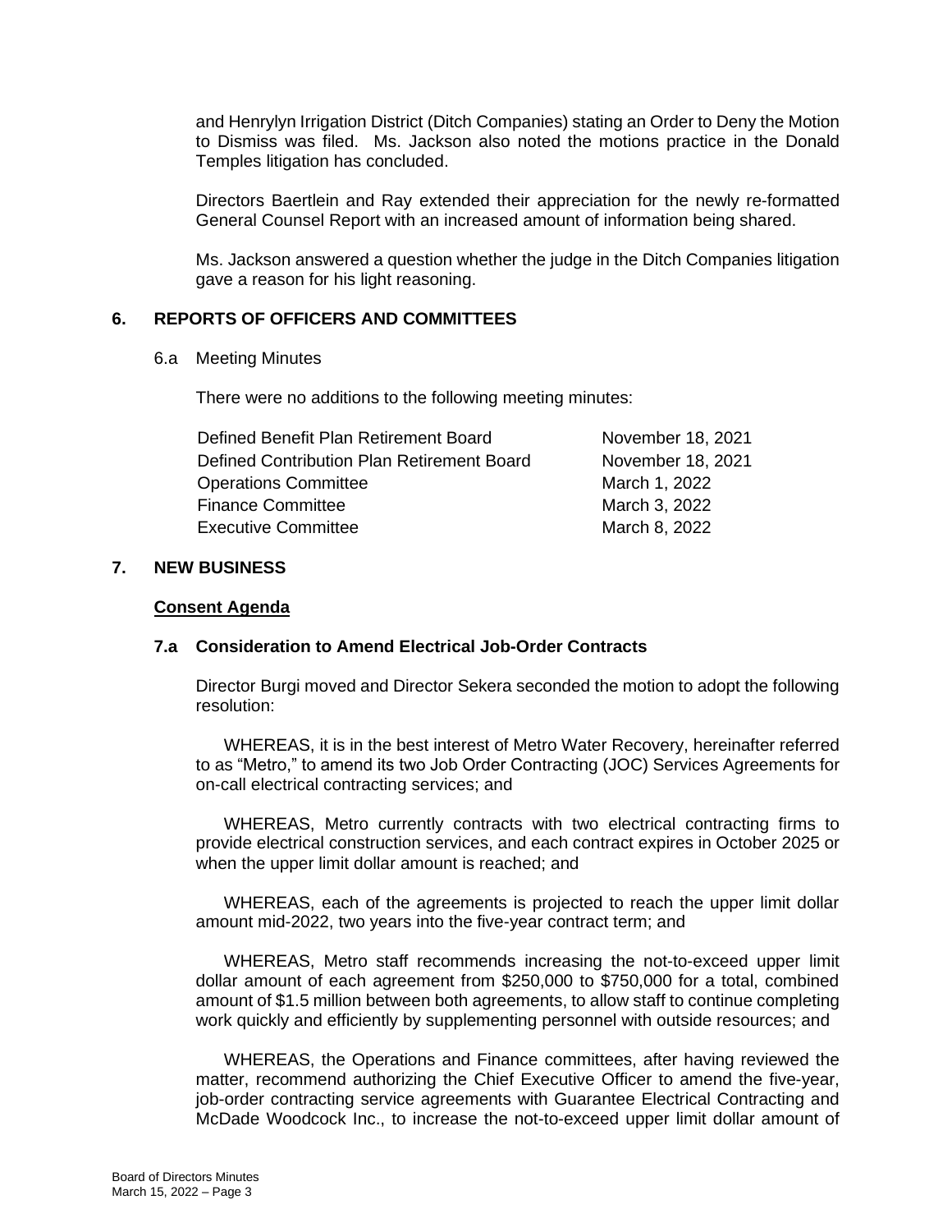and Henrylyn Irrigation District (Ditch Companies) stating an Order to Deny the Motion to Dismiss was filed. Ms. Jackson also noted the motions practice in the Donald Temples litigation has concluded.

Directors Baertlein and Ray extended their appreciation for the newly re-formatted General Counsel Report with an increased amount of information being shared.

Ms. Jackson answered a question whether the judge in the Ditch Companies litigation gave a reason for his light reasoning.

## 6. REPORTS OF OFFICERS AND COMMITTEES

6.a Meeting Minutes

There were no additions to the following meeting minutes:

| | |
|---|---|
| Defined Benefit Plan Retirement Board | November 18, 2021 |
| Defined Contribution Plan Retirement Board | November 18, 2021 |
| Operations Committee | March 1, 2022 |
| Finance Committee | March 3, 2022 |
| Executive Committee | March 8, 2022 |

## 7. NEW BUSINESS

**Consent Agenda**

### 7.a Consideration to Amend Electrical Job-Order Contracts

Director Burgi moved and Director Sekera seconded the motion to adopt the following resolution:

WHEREAS, it is in the best interest of Metro Water Recovery, hereinafter referred to as "Metro," to amend its two Job Order Contracting (JOC) Services Agreements for on-call electrical contracting services; and

WHEREAS, Metro currently contracts with two electrical contracting firms to provide electrical construction services, and each contract expires in October 2025 or when the upper limit dollar amount is reached; and

WHEREAS, each of the agreements is projected to reach the upper limit dollar amount mid-2022, two years into the five-year contract term; and

WHEREAS, Metro staff recommends increasing the not-to-exceed upper limit dollar amount of each agreement from $250,000 to $750,000 for a total, combined amount of $1.5 million between both agreements, to allow staff to continue completing work quickly and efficiently by supplementing personnel with outside resources; and

WHEREAS, the Operations and Finance committees, after having reviewed the matter, recommend authorizing the Chief Executive Officer to amend the five-year, job-order contracting service agreements with Guarantee Electrical Contracting and McDade Woodcock Inc., to increase the not-to-exceed upper limit dollar amount of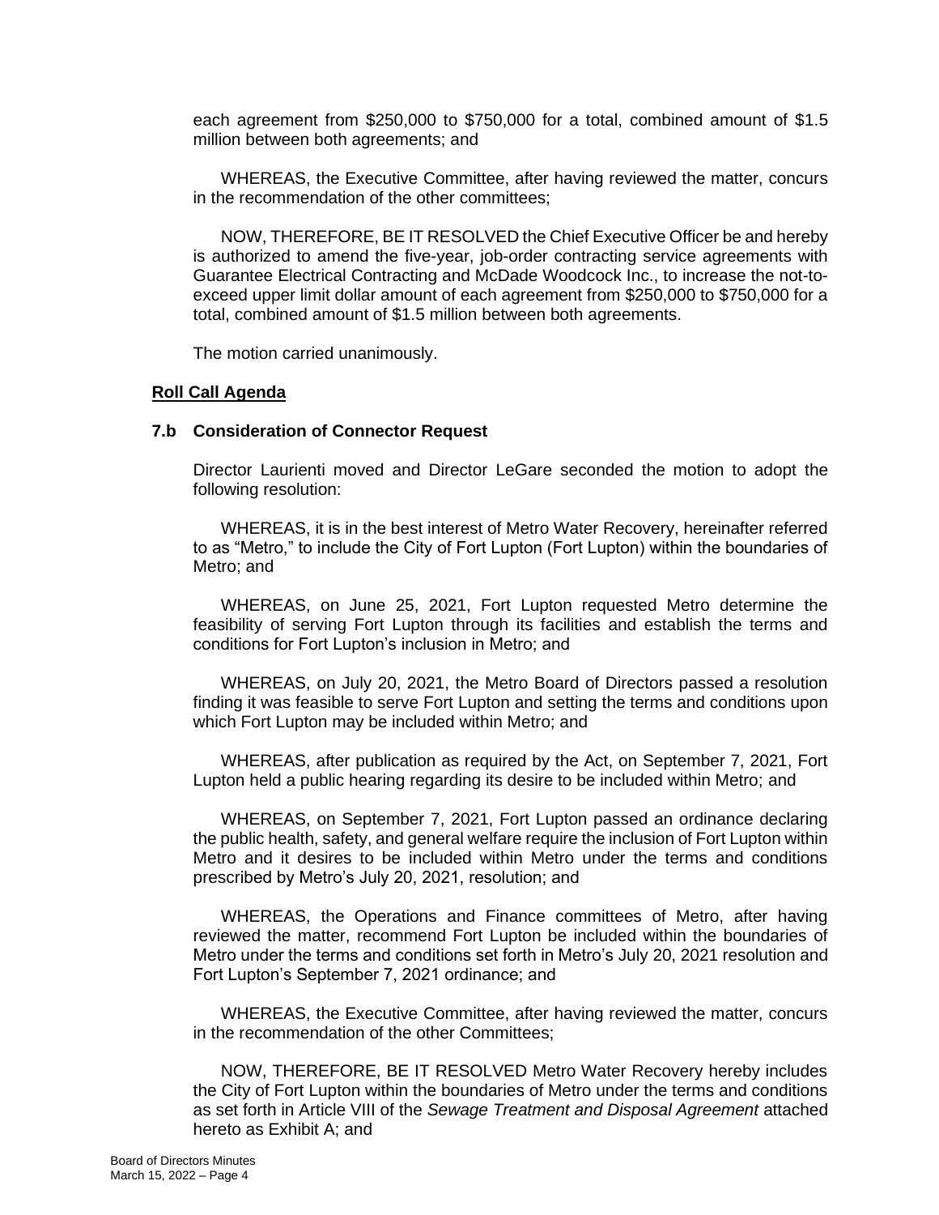each agreement from $250,000 to $750,000 for a total, combined amount of $1.5 million between both agreements; and

WHEREAS, the Executive Committee, after having reviewed the matter, concurs in the recommendation of the other committees;

NOW, THEREFORE, BE IT RESOLVED the Chief Executive Officer be and hereby is authorized to amend the five-year, job-order contracting service agreements with Guarantee Electrical Contracting and McDade Woodcock Inc., to increase the not-to-exceed upper limit dollar amount of each agreement from $250,000 to $750,000 for a total, combined amount of $1.5 million between both agreements.

The motion carried unanimously.

**Roll Call Agenda**

**7.b Consideration of Connector Request**

Director Laurienti moved and Director LeGare seconded the motion to adopt the following resolution:

WHEREAS, it is in the best interest of Metro Water Recovery, hereinafter referred to as "Metro," to include the City of Fort Lupton (Fort Lupton) within the boundaries of Metro; and

WHEREAS, on June 25, 2021, Fort Lupton requested Metro determine the feasibility of serving Fort Lupton through its facilities and establish the terms and conditions for Fort Lupton's inclusion in Metro; and

WHEREAS, on July 20, 2021, the Metro Board of Directors passed a resolution finding it was feasible to serve Fort Lupton and setting the terms and conditions upon which Fort Lupton may be included within Metro; and

WHEREAS, after publication as required by the Act, on September 7, 2021, Fort Lupton held a public hearing regarding its desire to be included within Metro; and

WHEREAS, on September 7, 2021, Fort Lupton passed an ordinance declaring the public health, safety, and general welfare require the inclusion of Fort Lupton within Metro and it desires to be included within Metro under the terms and conditions prescribed by Metro's July 20, 2021, resolution; and

WHEREAS, the Operations and Finance committees of Metro, after having reviewed the matter, recommend Fort Lupton be included within the boundaries of Metro under the terms and conditions set forth in Metro's July 20, 2021 resolution and Fort Lupton's September 7, 2021 ordinance; and

WHEREAS, the Executive Committee, after having reviewed the matter, concurs in the recommendation of the other Committees;

NOW, THEREFORE, BE IT RESOLVED Metro Water Recovery hereby includes the City of Fort Lupton within the boundaries of Metro under the terms and conditions as set forth in Article VIII of the *Sewage Treatment and Disposal Agreement* attached hereto as Exhibit A; and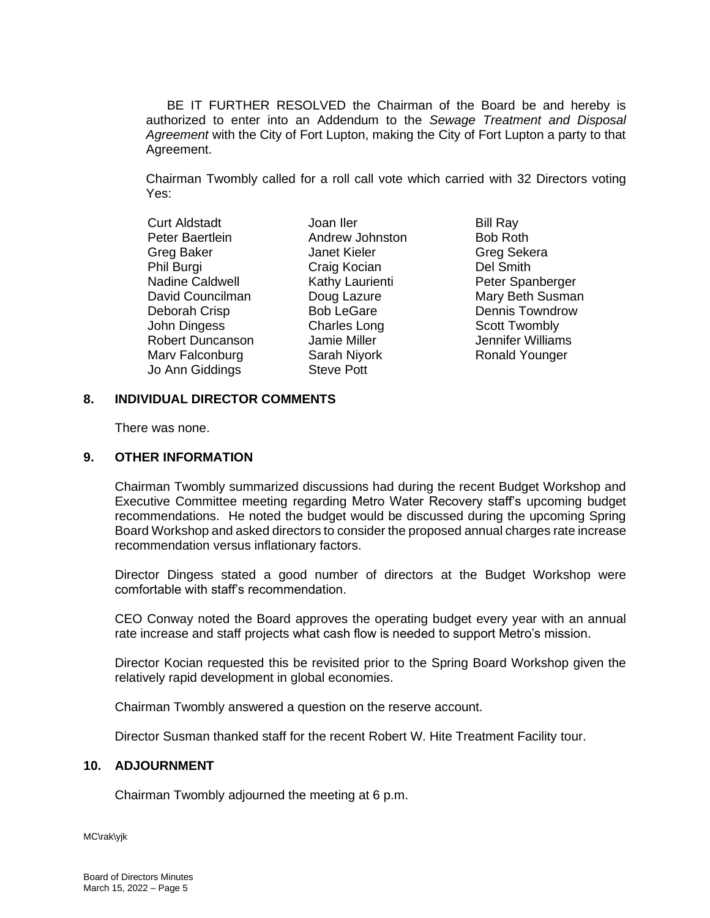BE IT FURTHER RESOLVED the Chairman of the Board be and hereby is authorized to enter into an Addendum to the *Sewage Treatment and Disposal Agreement* with the City of Fort Lupton, making the City of Fort Lupton a party to that Agreement.

Chairman Twombly called for a roll call vote which carried with 32 Directors voting Yes:

| | | |
|---|---|---|
| Curt Aldstadt | Joan Iler | Bill Ray |
| Peter Baertlein | Andrew Johnston | Bob Roth |
| Greg Baker | Janet Kieler | Greg Sekera |
| Phil Burgi | Craig Kocian | Del Smith |
| Nadine Caldwell | Kathy Laurienti | Peter Spanberger |
| David Councilman | Doug Lazure | Mary Beth Susman |
| Deborah Crisp | Bob LeGare | Dennis Towndrow |
| John Dingess | Charles Long | Scott Twombly |
| Robert Duncanson | Jamie Miller | Jennifer Williams |
| Marv Falconburg | Sarah Niyork | Ronald Younger |
| Jo Ann Giddings | Steve Pott | |

## 8. INDIVIDUAL DIRECTOR COMMENTS

There was none.

## 9. OTHER INFORMATION

Chairman Twombly summarized discussions had during the recent Budget Workshop and Executive Committee meeting regarding Metro Water Recovery staff's upcoming budget recommendations. He noted the budget would be discussed during the upcoming Spring Board Workshop and asked directors to consider the proposed annual charges rate increase recommendation versus inflationary factors.

Director Dingess stated a good number of directors at the Budget Workshop were comfortable with staff's recommendation.

CEO Conway noted the Board approves the operating budget every year with an annual rate increase and staff projects what cash flow is needed to support Metro's mission.

Director Kocian requested this be revisited prior to the Spring Board Workshop given the relatively rapid development in global economies.

Chairman Twombly answered a question on the reserve account.

Director Susman thanked staff for the recent Robert W. Hite Treatment Facility tour.

## 10. ADJOURNMENT

Chairman Twombly adjourned the meeting at 6 p.m.

MC\rak\yjk